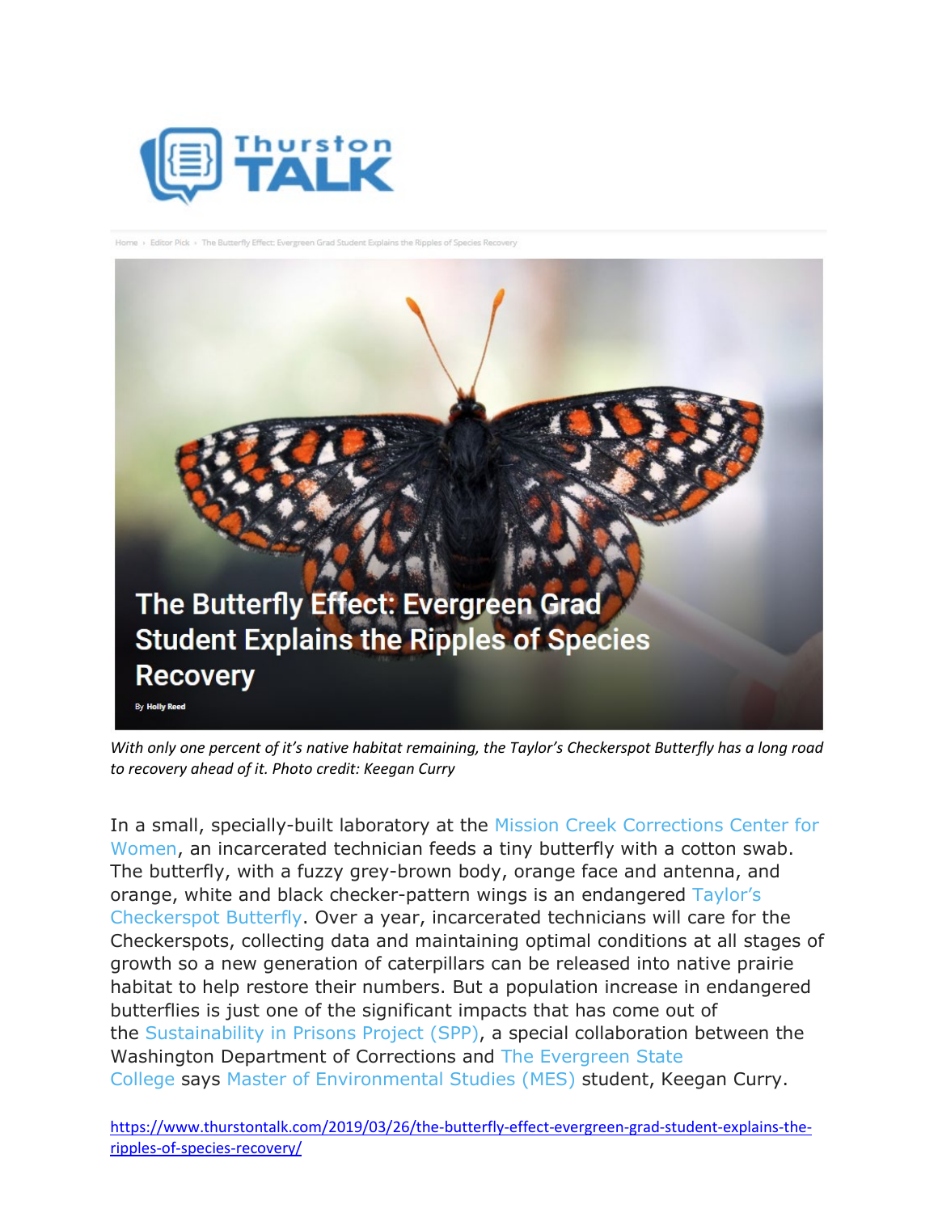Thurston TALK

Home › Editor Pick › The Butterfly Effect: Evergreen Grad Student Explains the Ripples of Species Recovery

# The Butterfly Effect: Evergreen Grad Student Explains the Ripples of Species Recovery

By **Holly Reed**

*With only one percent of it's native habitat remaining, the Taylor's Checkerspot Butterfly has a long road to recovery ahead of it. Photo credit: Keegan Curry*

In a small, specially-built laboratory at the Mission Creek Corrections Center for Women, an incarcerated technician feeds a tiny butterfly with a cotton swab. The butterfly, with a fuzzy grey-brown body, orange face and antenna, and orange, white and black checker-pattern wings is an endangered Taylor's Checkerspot Butterfly. Over a year, incarcerated technicians will care for the Checkerspots, collecting data and maintaining optimal conditions at all stages of growth so a new generation of caterpillars can be released into native prairie habitat to help restore their numbers. But a population increase in endangered butterflies is just one of the significant impacts that has come out of the Sustainability in Prisons Project (SPP), a special collaboration between the Washington Department of Corrections and The Evergreen State College says Master of Environmental Studies (MES) student, Keegan Curry.

https://www.thurstontalk.com/2019/03/26/the-butterfly-effect-evergreen-grad-student-explains-the-ripples-of-species-recovery/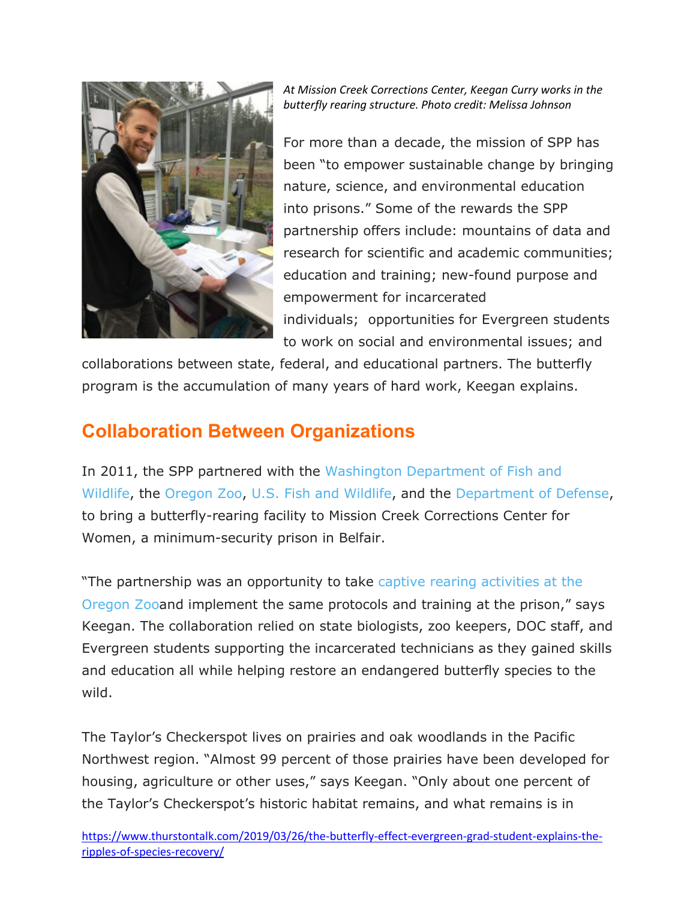*At Mission Creek Corrections Center, Keegan Curry works in the butterfly rearing structure. Photo credit: Melissa Johnson*

For more than a decade, the mission of SPP has been "to empower sustainable change by bringing nature, science, and environmental education into prisons." Some of the rewards the SPP partnership offers include: mountains of data and research for scientific and academic communities; education and training; new-found purpose and empowerment for incarcerated individuals; opportunities for Evergreen students to work on social and environmental issues; and collaborations between state, federal, and educational partners. The butterfly program is the accumulation of many years of hard work, Keegan explains.

## Collaboration Between Organizations

In 2011, the SPP partnered with the Washington Department of Fish and Wildlife, the Oregon Zoo, U.S. Fish and Wildlife, and the Department of Defense, to bring a butterfly-rearing facility to Mission Creek Corrections Center for Women, a minimum-security prison in Belfair.

"The partnership was an opportunity to take captive rearing activities at the Oregon Zooand implement the same protocols and training at the prison," says Keegan. The collaboration relied on state biologists, zoo keepers, DOC staff, and Evergreen students supporting the incarcerated technicians as they gained skills and education all while helping restore an endangered butterfly species to the wild.

The Taylor's Checkerspot lives on prairies and oak woodlands in the Pacific Northwest region. "Almost 99 percent of those prairies have been developed for housing, agriculture or other uses," says Keegan. "Only about one percent of the Taylor's Checkerspot's historic habitat remains, and what remains is in

https://www.thurstontalk.com/2019/03/26/the-butterfly-effect-evergreen-grad-student-explains-the-ripples-of-species-recovery/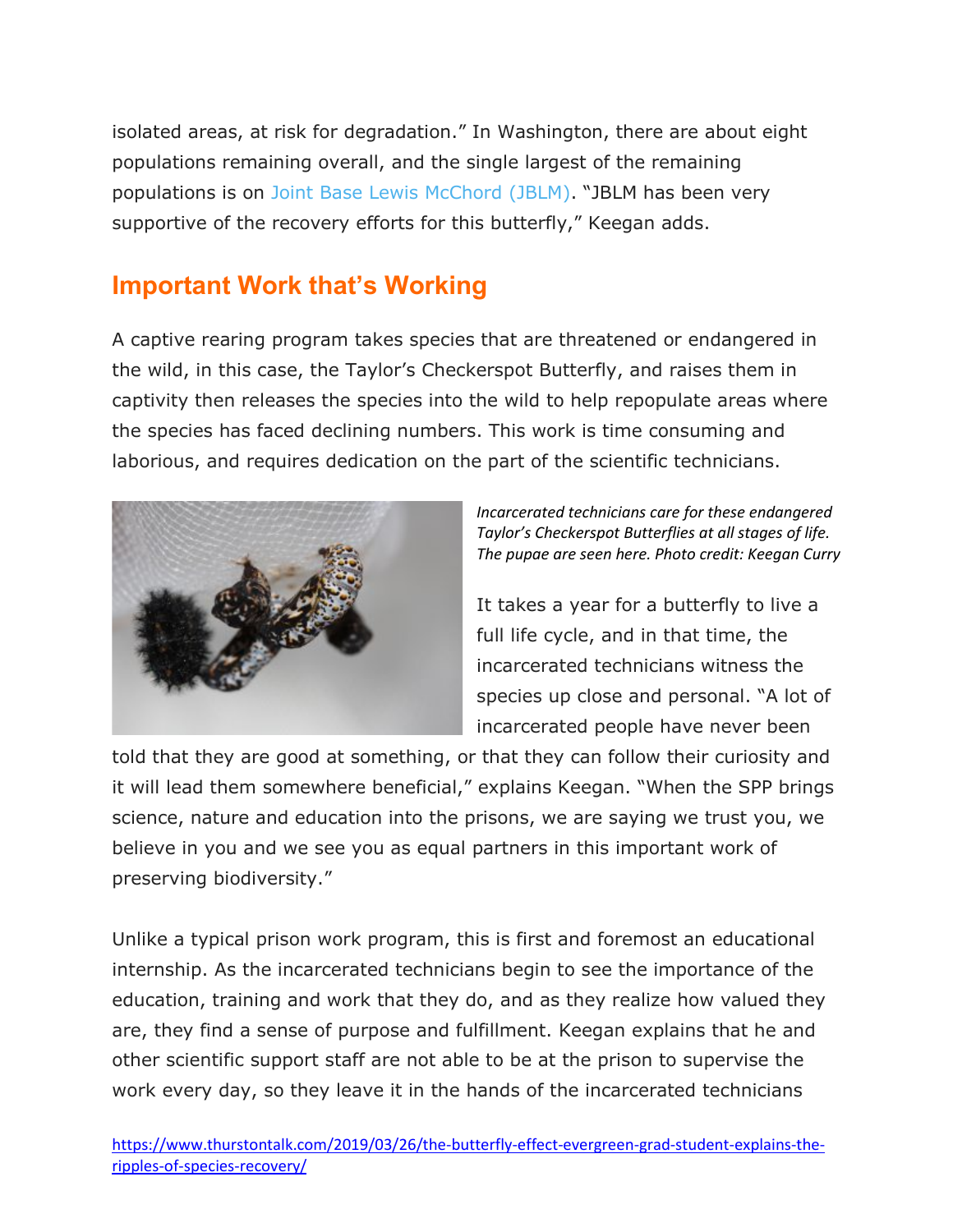isolated areas, at risk for degradation." In Washington, there are about eight populations remaining overall, and the single largest of the remaining populations is on Joint Base Lewis McChord (JBLM). "JBLM has been very supportive of the recovery efforts for this butterfly," Keegan adds.

## Important Work that's Working

A captive rearing program takes species that are threatened or endangered in the wild, in this case, the Taylor's Checkerspot Butterfly, and raises them in captivity then releases the species into the wild to help repopulate areas where the species has faced declining numbers. This work is time consuming and laborious, and requires dedication on the part of the scientific technicians.

*Incarcerated technicians care for these endangered Taylor's Checkerspot Butterflies at all stages of life. The pupae are seen here. Photo credit: Keegan Curry*

It takes a year for a butterfly to live a full life cycle, and in that time, the incarcerated technicians witness the species up close and personal. "A lot of incarcerated people have never been told that they are good at something, or that they can follow their curiosity and it will lead them somewhere beneficial," explains Keegan. "When the SPP brings science, nature and education into the prisons, we are saying we trust you, we believe in you and we see you as equal partners in this important work of preserving biodiversity."

Unlike a typical prison work program, this is first and foremost an educational internship. As the incarcerated technicians begin to see the importance of the education, training and work that they do, and as they realize how valued they are, they find a sense of purpose and fulfillment. Keegan explains that he and other scientific support staff are not able to be at the prison to supervise the work every day, so they leave it in the hands of the incarcerated technicians

https://www.thurstontalk.com/2019/03/26/the-butterfly-effect-evergreen-grad-student-explains-the-ripples-of-species-recovery/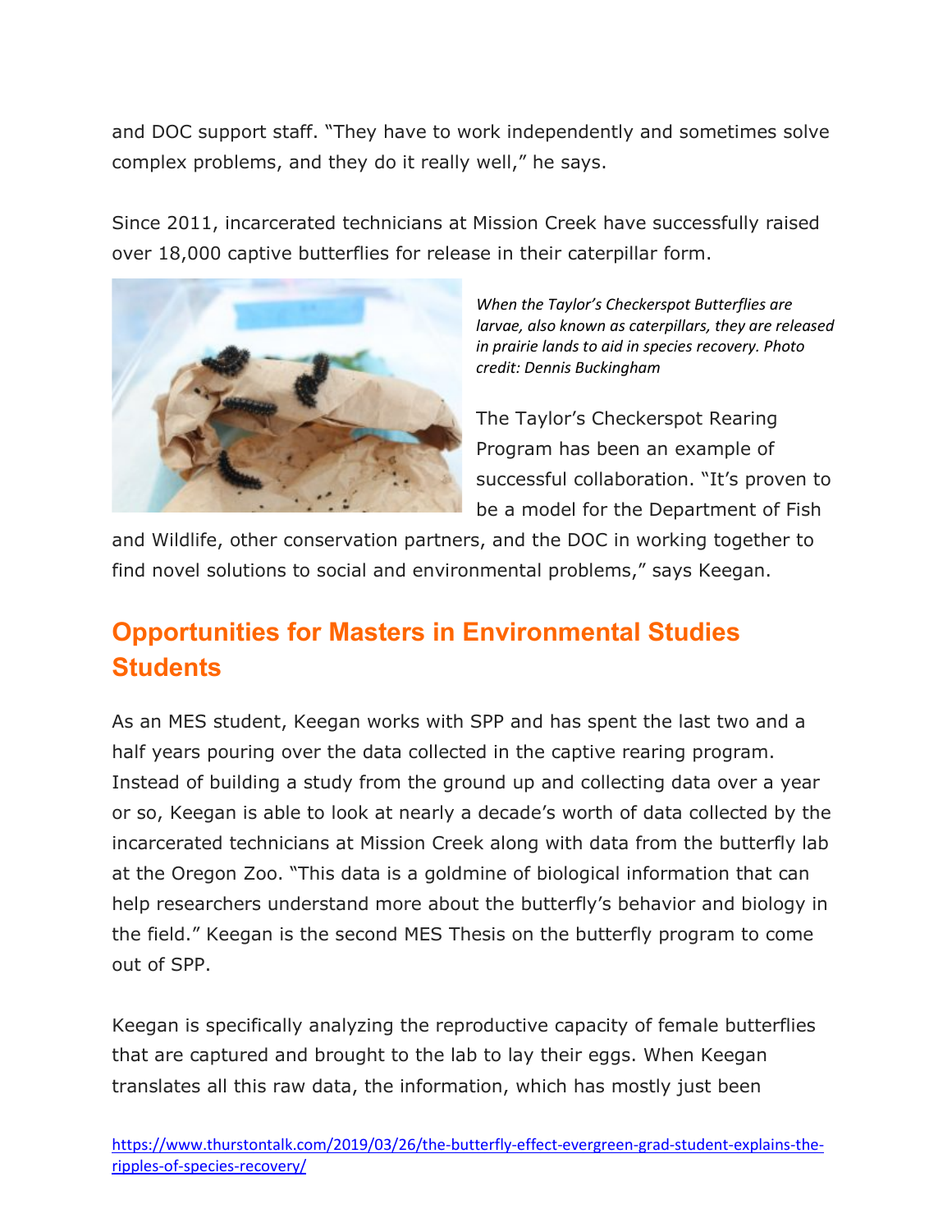and DOC support staff. “They have to work independently and sometimes solve complex problems, and they do it really well,” he says.

Since 2011, incarcerated technicians at Mission Creek have successfully raised over 18,000 captive butterflies for release in their caterpillar form.

*When the Taylor’s Checkerspot Butterflies are larvae, also known as caterpillars, they are released in prairie lands to aid in species recovery. Photo credit: Dennis Buckingham*

The Taylor’s Checkerspot Rearing Program has been an example of successful collaboration. “It’s proven to be a model for the Department of Fish and Wildlife, other conservation partners, and the DOC in working together to find novel solutions to social and environmental problems,” says Keegan.

## Opportunities for Masters in Environmental Studies Students

As an MES student, Keegan works with SPP and has spent the last two and a half years pouring over the data collected in the captive rearing program. Instead of building a study from the ground up and collecting data over a year or so, Keegan is able to look at nearly a decade’s worth of data collected by the incarcerated technicians at Mission Creek along with data from the butterfly lab at the Oregon Zoo. “This data is a goldmine of biological information that can help researchers understand more about the butterfly’s behavior and biology in the field.” Keegan is the second MES Thesis on the butterfly program to come out of SPP.

Keegan is specifically analyzing the reproductive capacity of female butterflies that are captured and brought to the lab to lay their eggs. When Keegan translates all this raw data, the information, which has mostly just been

https://www.thurstontalk.com/2019/03/26/the-butterfly-effect-evergreen-grad-student-explains-the-ripples-of-species-recovery/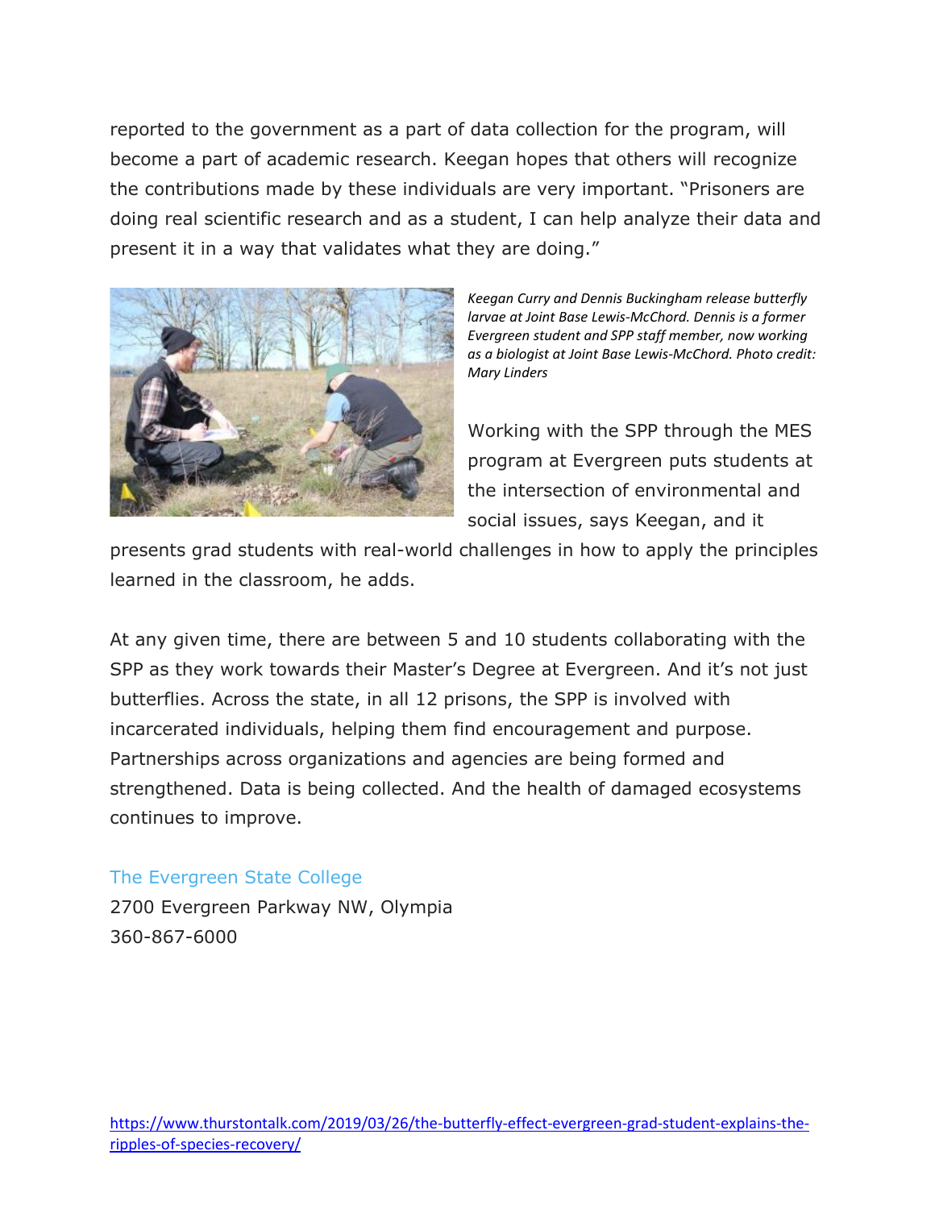reported to the government as a part of data collection for the program, will become a part of academic research. Keegan hopes that others will recognize the contributions made by these individuals are very important. "Prisoners are doing real scientific research and as a student, I can help analyze their data and present it in a way that validates what they are doing."

*Keegan Curry and Dennis Buckingham release butterfly larvae at Joint Base Lewis-McChord. Dennis is a former Evergreen student and SPP staff member, now working as a biologist at Joint Base Lewis-McChord. Photo credit: Mary Linders*

Working with the SPP through the MES program at Evergreen puts students at the intersection of environmental and social issues, says Keegan, and it presents grad students with real-world challenges in how to apply the principles learned in the classroom, he adds.

At any given time, there are between 5 and 10 students collaborating with the SPP as they work towards their Master's Degree at Evergreen. And it's not just butterflies. Across the state, in all 12 prisons, the SPP is involved with incarcerated individuals, helping them find encouragement and purpose. Partnerships across organizations and agencies are being formed and strengthened. Data is being collected. And the health of damaged ecosystems continues to improve.

The Evergreen State College
2700 Evergreen Parkway NW, Olympia
360-867-6000

https://www.thurstontalk.com/2019/03/26/the-butterfly-effect-evergreen-grad-student-explains-the-ripples-of-species-recovery/